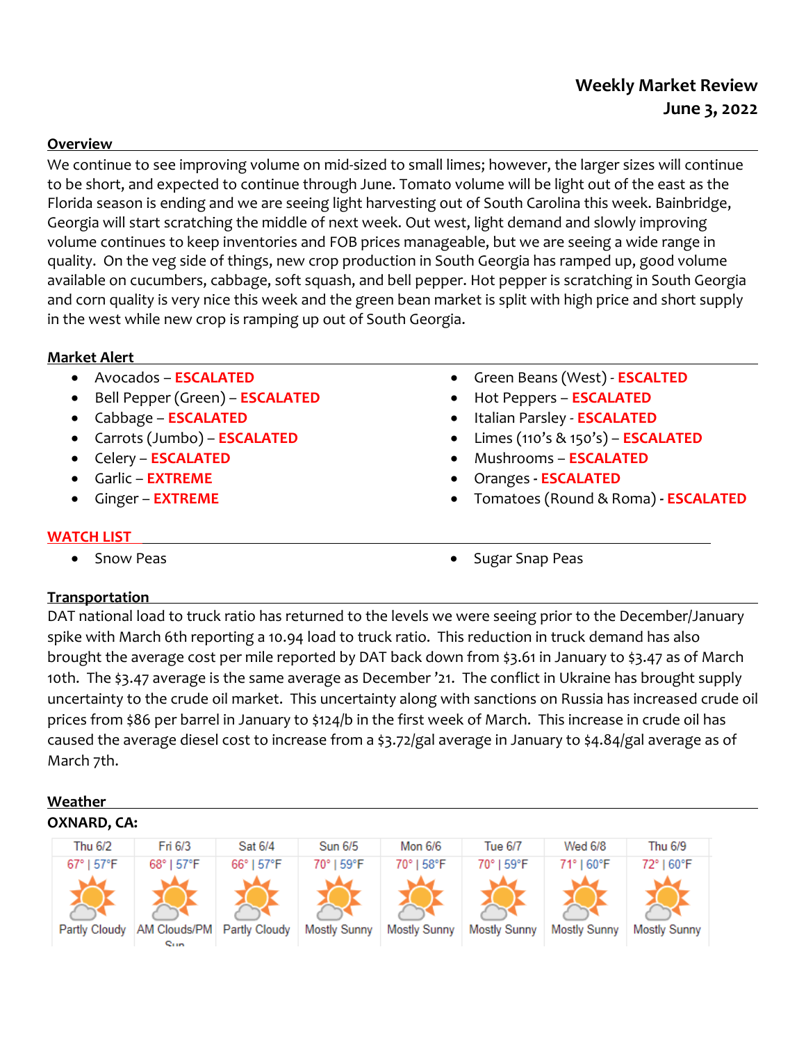# Weekly Market Review
## June 3, 2022

### Overview

We continue to see improving volume on mid-sized to small limes; however, the larger sizes will continue to be short, and expected to continue through June. Tomato volume will be light out of the east as the Florida season is ending and we are seeing light harvesting out of South Carolina this week. Bainbridge, Georgia will start scratching the middle of next week. Out west, light demand and slowly improving volume continues to keep inventories and FOB prices manageable, but we are seeing a wide range in quality. On the veg side of things, new crop production in South Georgia has ramped up, good volume available on cucumbers, cabbage, soft squash, and bell pepper. Hot pepper is scratching in South Georgia and corn quality is very nice this week and the green bean market is split with high price and short supply in the west while new crop is ramping up out of South Georgia.

### Market Alert

- Avocados – **ESCALATED**
- Bell Pepper (Green) – **ESCALATED**
- Cabbage – **ESCALATED**
- Carrots (Jumbo) – **ESCALATED**
- Celery – **ESCALATED**
- Garlic – **EXTREME**
- Ginger – **EXTREME**
- Green Beans (West) - **ESCALTED**
- Hot Peppers – **ESCALATED**
- Italian Parsley - **ESCALATED**
- Limes (110's & 150's) – **ESCALATED**
- Mushrooms – **ESCALATED**
- Oranges - **ESCALATED**
- Tomatoes (Round & Roma) - **ESCALATED**

### WATCH LIST

- Snow Peas
- Sugar Snap Peas

### Transportation

DAT national load to truck ratio has returned to the levels we were seeing prior to the December/January spike with March 6th reporting a 10.94 load to truck ratio. This reduction in truck demand has also brought the average cost per mile reported by DAT back down from $3.61 in January to $3.47 as of March 10th. The $3.47 average is the same average as December '21. The conflict in Ukraine has brought supply uncertainty to the crude oil market. This uncertainty along with sanctions on Russia has increased crude oil prices from $86 per barrel in January to $124/b in the first week of March. This increase in crude oil has caused the average diesel cost to increase from a $3.72/gal average in January to $4.84/gal average as of March 7th.

### Weather

**OXNARD, CA:**

| Thu 6/2 | Fri 6/3 | Sat 6/4 | Sun 6/5 | Mon 6/6 | Tue 6/7 | Wed 6/8 | Thu 6/9 |
|---|---|---|---|---|---|---|---|
| 67° \| 57°F | 68° \| 57°F | 66° \| 57°F | 70° \| 59°F | 70° \| 58°F | 70° \| 59°F | 71° \| 60°F | 72° \| 60°F |
| Partly Cloudy | AM Clouds/PM Sun | Partly Cloudy | Mostly Sunny | Mostly Sunny | Mostly Sunny | Mostly Sunny | Mostly Sunny |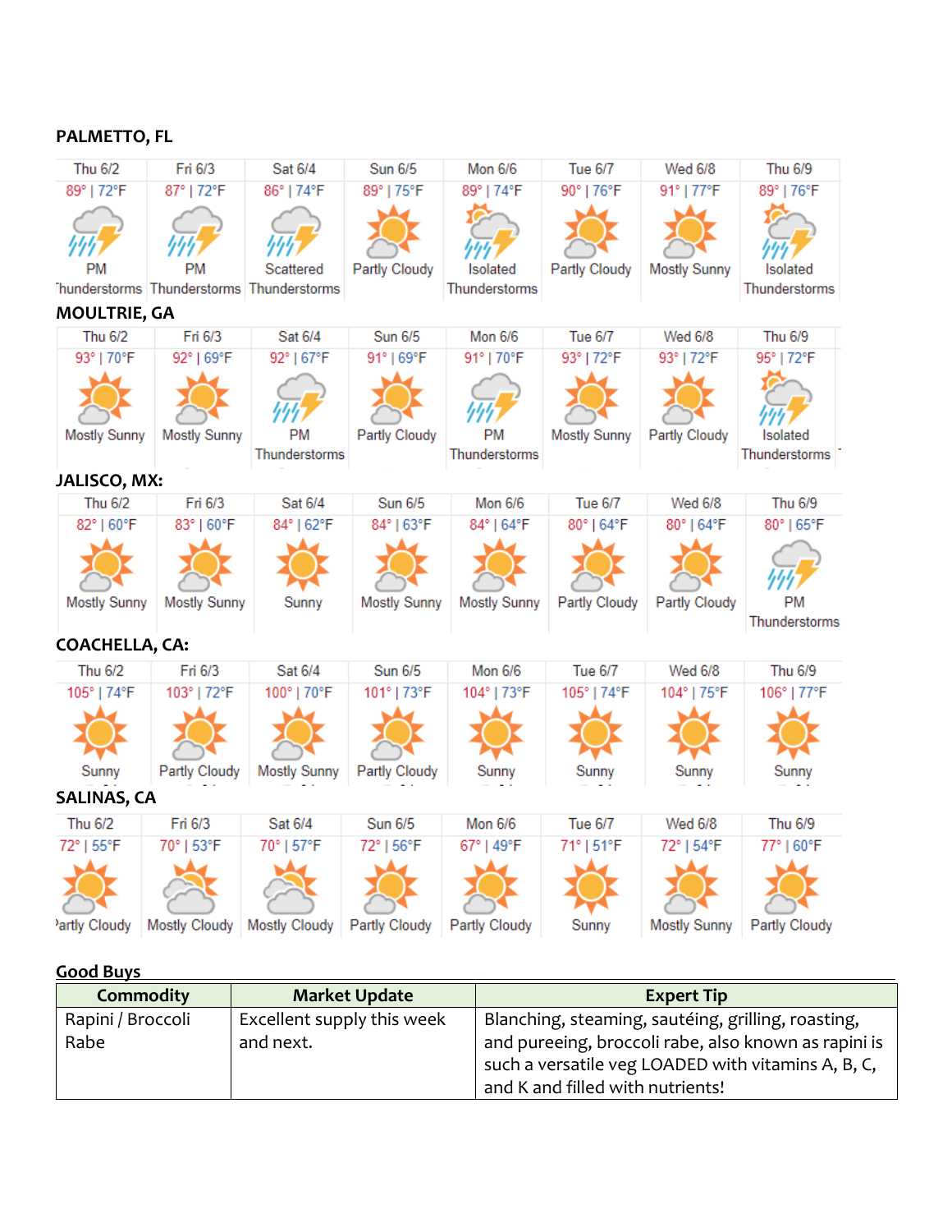### PALMETTO, FL

| Thu 6/2 | Fri 6/3 | Sat 6/4 | Sun 6/5 | Mon 6/6 | Tue 6/7 | Wed 6/8 | Thu 6/9 |
|---|---|---|---|---|---|---|---|
| 89° \| 72°F | 87° \| 72°F | 86° \| 74°F | 89° \| 75°F | 89° \| 74°F | 90° \| 76°F | 91° \| 77°F | 89° \| 76°F |
| PM Thunderstorms | PM Thunderstorms | Scattered Thunderstorms | Partly Cloudy | Isolated Thunderstorms | Partly Cloudy | Mostly Sunny | Isolated Thunderstorms |

### MOULTRIE, GA

| Thu 6/2 | Fri 6/3 | Sat 6/4 | Sun 6/5 | Mon 6/6 | Tue 6/7 | Wed 6/8 | Thu 6/9 |
|---|---|---|---|---|---|---|---|
| 93° \| 70°F | 92° \| 69°F | 92° \| 67°F | 91° \| 69°F | 91° \| 70°F | 93° \| 72°F | 93° \| 72°F | 95° \| 72°F |
| Mostly Sunny | Mostly Sunny | PM Thunderstorms | Partly Cloudy | PM Thunderstorms | Mostly Sunny | Partly Cloudy | Isolated Thunderstorms |

### JALISCO, MX:

| Thu 6/2 | Fri 6/3 | Sat 6/4 | Sun 6/5 | Mon 6/6 | Tue 6/7 | Wed 6/8 | Thu 6/9 |
|---|---|---|---|---|---|---|---|
| 82° \| 60°F | 83° \| 60°F | 84° \| 62°F | 84° \| 63°F | 84° \| 64°F | 80° \| 64°F | 80° \| 64°F | 80° \| 65°F |
| Mostly Sunny | Mostly Sunny | Sunny | Mostly Sunny | Mostly Sunny | Partly Cloudy | Partly Cloudy | PM Thunderstorms |

### COACHELLA, CA:

| Thu 6/2 | Fri 6/3 | Sat 6/4 | Sun 6/5 | Mon 6/6 | Tue 6/7 | Wed 6/8 | Thu 6/9 |
|---|---|---|---|---|---|---|---|
| 105° \| 74°F | 103° \| 72°F | 100° \| 70°F | 101° \| 73°F | 104° \| 73°F | 105° \| 74°F | 104° \| 75°F | 106° \| 77°F |
| Sunny | Partly Cloudy | Mostly Sunny | Partly Cloudy | Sunny | Sunny | Sunny | Sunny |

### SALINAS, CA

| Thu 6/2 | Fri 6/3 | Sat 6/4 | Sun 6/5 | Mon 6/6 | Tue 6/7 | Wed 6/8 | Thu 6/9 |
|---|---|---|---|---|---|---|---|
| 72° \| 55°F | 70° \| 53°F | 70° \| 57°F | 72° \| 56°F | 67° \| 49°F | 71° \| 51°F | 72° \| 54°F | 77° \| 60°F |
| Partly Cloudy | Mostly Cloudy | Mostly Cloudy | Partly Cloudy | Partly Cloudy | Sunny | Mostly Sunny | Partly Cloudy |

### Good Buys

| Commodity | Market Update | Expert Tip |
|---|---|---|
| Rapini / Broccoli Rabe | Excellent supply this week and next. | Blanching, steaming, sautéing, grilling, roasting, and pureeing, broccoli rabe, also known as rapini is such a versatile veg LOADED with vitamins A, B, C, and K and filled with nutrients! |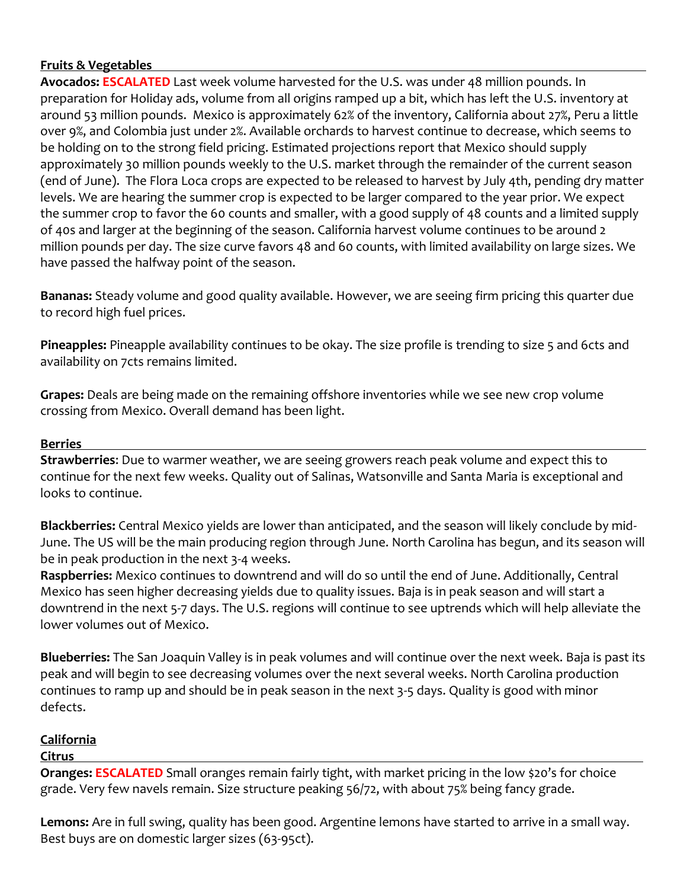## Fruits & Vegetables

**Avocados: ESCALATED** Last week volume harvested for the U.S. was under 48 million pounds. In preparation for Holiday ads, volume from all origins ramped up a bit, which has left the U.S. inventory at around 53 million pounds. Mexico is approximately 62% of the inventory, California about 27%, Peru a little over 9%, and Colombia just under 2%. Available orchards to harvest continue to decrease, which seems to be holding on to the strong field pricing. Estimated projections report that Mexico should supply approximately 30 million pounds weekly to the U.S. market through the remainder of the current season (end of June). The Flora Loca crops are expected to be released to harvest by July 4th, pending dry matter levels. We are hearing the summer crop is expected to be larger compared to the year prior. We expect the summer crop to favor the 60 counts and smaller, with a good supply of 48 counts and a limited supply of 40s and larger at the beginning of the season. California harvest volume continues to be around 2 million pounds per day. The size curve favors 48 and 60 counts, with limited availability on large sizes. We have passed the halfway point of the season.

**Bananas:** Steady volume and good quality available. However, we are seeing firm pricing this quarter due to record high fuel prices.

**Pineapples:** Pineapple availability continues to be okay. The size profile is trending to size 5 and 6cts and availability on 7cts remains limited.

**Grapes:** Deals are being made on the remaining offshore inventories while we see new crop volume crossing from Mexico. Overall demand has been light.

## Berries

**Strawberries**: Due to warmer weather, we are seeing growers reach peak volume and expect this to continue for the next few weeks. Quality out of Salinas, Watsonville and Santa Maria is exceptional and looks to continue.

**Blackberries:** Central Mexico yields are lower than anticipated, and the season will likely conclude by mid-June. The US will be the main producing region through June. North Carolina has begun, and its season will be in peak production in the next 3-4 weeks.

**Raspberries:** Mexico continues to downtrend and will do so until the end of June. Additionally, Central Mexico has seen higher decreasing yields due to quality issues. Baja is in peak season and will start a downtrend in the next 5-7 days. The U.S. regions will continue to see uptrends which will help alleviate the lower volumes out of Mexico.

**Blueberries:** The San Joaquin Valley is in peak volumes and will continue over the next week. Baja is past its peak and will begin to see decreasing volumes over the next several weeks. North Carolina production continues to ramp up and should be in peak season in the next 3-5 days. Quality is good with minor defects.

## California

### Citrus

**Oranges: ESCALATED** Small oranges remain fairly tight, with market pricing in the low $20's for choice grade. Very few navels remain. Size structure peaking 56/72, with about 75% being fancy grade.

**Lemons:** Are in full swing, quality has been good. Argentine lemons have started to arrive in a small way. Best buys are on domestic larger sizes (63-95ct).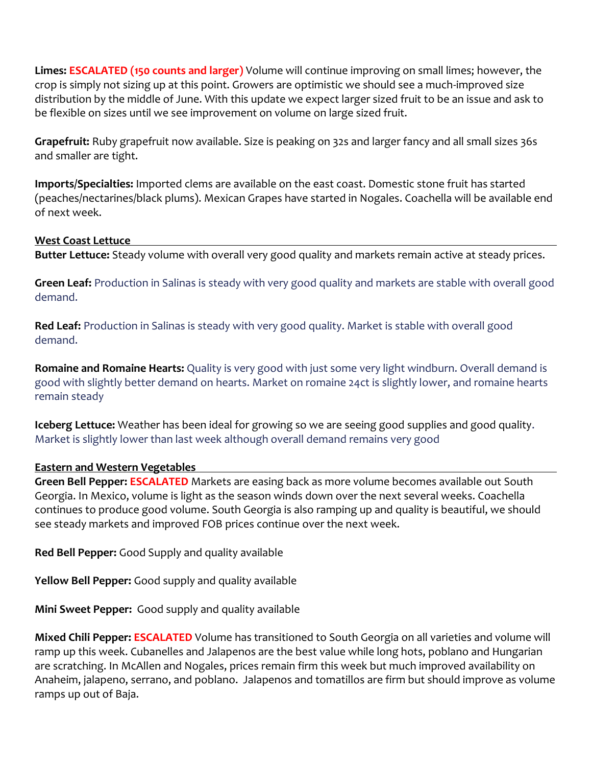**Limes: ESCALATED (150 counts and larger)** Volume will continue improving on small limes; however, the crop is simply not sizing up at this point. Growers are optimistic we should see a much-improved size distribution by the middle of June. With this update we expect larger sized fruit to be an issue and ask to be flexible on sizes until we see improvement on volume on large sized fruit.

**Grapefruit:** Ruby grapefruit now available. Size is peaking on 32s and larger fancy and all small sizes 36s and smaller are tight.

**Imports/Specialties:** Imported clems are available on the east coast. Domestic stone fruit has started (peaches/nectarines/black plums). Mexican Grapes have started in Nogales. Coachella will be available end of next week.

## West Coast Lettuce

**Butter Lettuce:** Steady volume with overall very good quality and markets remain active at steady prices.

**Green Leaf:** Production in Salinas is steady with very good quality and markets are stable with overall good demand.

**Red Leaf:** Production in Salinas is steady with very good quality. Market is stable with overall good demand.

**Romaine and Romaine Hearts:** Quality is very good with just some very light windburn. Overall demand is good with slightly better demand on hearts. Market on romaine 24ct is slightly lower, and romaine hearts remain steady

**Iceberg Lettuce:** Weather has been ideal for growing so we are seeing good supplies and good quality. Market is slightly lower than last week although overall demand remains very good

## Eastern and Western Vegetables

**Green Bell Pepper: ESCALATED** Markets are easing back as more volume becomes available out South Georgia. In Mexico, volume is light as the season winds down over the next several weeks. Coachella continues to produce good volume. South Georgia is also ramping up and quality is beautiful, we should see steady markets and improved FOB prices continue over the next week.

**Red Bell Pepper:** Good Supply and quality available

**Yellow Bell Pepper:** Good supply and quality available

**Mini Sweet Pepper:** Good supply and quality available

**Mixed Chili Pepper: ESCALATED** Volume has transitioned to South Georgia on all varieties and volume will ramp up this week. Cubanelles and Jalapenos are the best value while long hots, poblano and Hungarian are scratching. In McAllen and Nogales, prices remain firm this week but much improved availability on Anaheim, jalapeno, serrano, and poblano. Jalapenos and tomatillos are firm but should improve as volume ramps up out of Baja.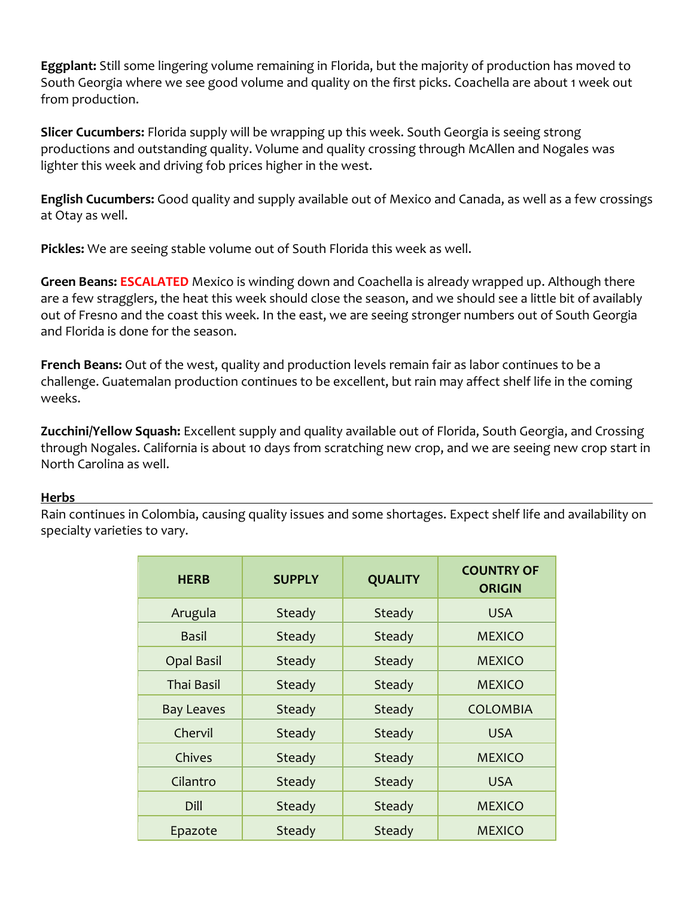**Eggplant:** Still some lingering volume remaining in Florida, but the majority of production has moved to South Georgia where we see good volume and quality on the first picks. Coachella are about 1 week out from production.

**Slicer Cucumbers:** Florida supply will be wrapping up this week. South Georgia is seeing strong productions and outstanding quality. Volume and quality crossing through McAllen and Nogales was lighter this week and driving fob prices higher in the west.

**English Cucumbers:** Good quality and supply available out of Mexico and Canada, as well as a few crossings at Otay as well.

**Pickles:** We are seeing stable volume out of South Florida this week as well.

**Green Beans: ESCALATED** Mexico is winding down and Coachella is already wrapped up. Although there are a few stragglers, the heat this week should close the season, and we should see a little bit of availably out of Fresno and the coast this week. In the east, we are seeing stronger numbers out of South Georgia and Florida is done for the season.

**French Beans:** Out of the west, quality and production levels remain fair as labor continues to be a challenge. Guatemalan production continues to be excellent, but rain may affect shelf life in the coming weeks.

**Zucchini/Yellow Squash:** Excellent supply and quality available out of Florida, South Georgia, and Crossing through Nogales. California is about 10 days from scratching new crop, and we are seeing new crop start in North Carolina as well.

## Herbs

Rain continues in Colombia, causing quality issues and some shortages. Expect shelf life and availability on specialty varieties to vary.

| HERB | SUPPLY | QUALITY | COUNTRY OF ORIGIN |
|---|---|---|---|
| Arugula | Steady | Steady | USA |
| Basil | Steady | Steady | MEXICO |
| Opal Basil | Steady | Steady | MEXICO |
| Thai Basil | Steady | Steady | MEXICO |
| Bay Leaves | Steady | Steady | COLOMBIA |
| Chervil | Steady | Steady | USA |
| Chives | Steady | Steady | MEXICO |
| Cilantro | Steady | Steady | USA |
| Dill | Steady | Steady | MEXICO |
| Epazote | Steady | Steady | MEXICO |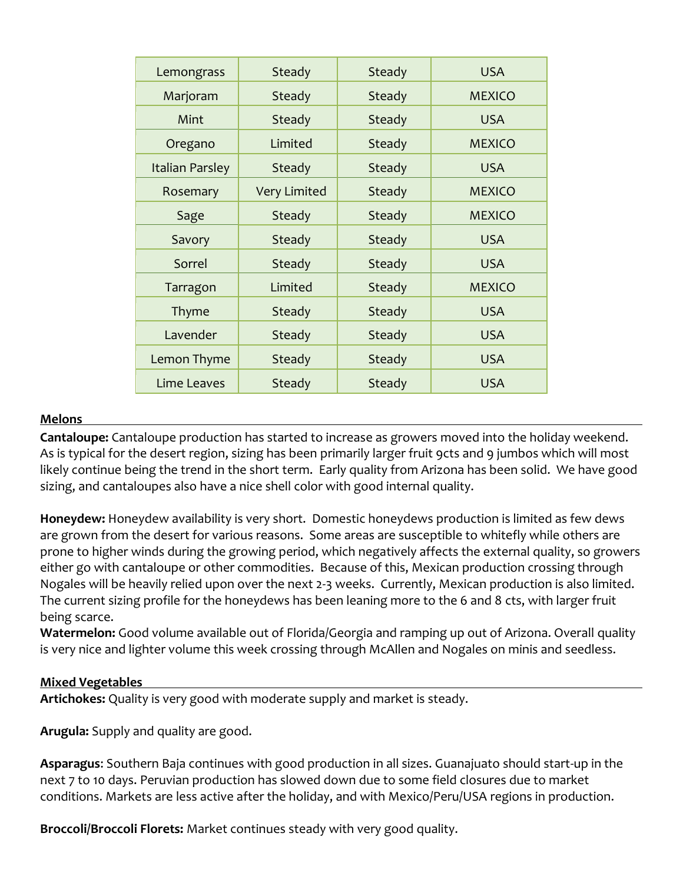| Lemongrass | Steady | Steady | USA |
|---|---|---|---|
| Marjoram | Steady | Steady | MEXICO |
| Mint | Steady | Steady | USA |
| Oregano | Limited | Steady | MEXICO |
| Italian Parsley | Steady | Steady | USA |
| Rosemary | Very Limited | Steady | MEXICO |
| Sage | Steady | Steady | MEXICO |
| Savory | Steady | Steady | USA |
| Sorrel | Steady | Steady | USA |
| Tarragon | Limited | Steady | MEXICO |
| Thyme | Steady | Steady | USA |
| Lavender | Steady | Steady | USA |
| Lemon Thyme | Steady | Steady | USA |
| Lime Leaves | Steady | Steady | USA |

## Melons

**Cantaloupe:** Cantaloupe production has started to increase as growers moved into the holiday weekend. As is typical for the desert region, sizing has been primarily larger fruit 9cts and 9 jumbos which will most likely continue being the trend in the short term. Early quality from Arizona has been solid. We have good sizing, and cantaloupes also have a nice shell color with good internal quality.

**Honeydew:** Honeydew availability is very short. Domestic honeydews production is limited as few dews are grown from the desert for various reasons. Some areas are susceptible to whitefly while others are prone to higher winds during the growing period, which negatively affects the external quality, so growers either go with cantaloupe or other commodities. Because of this, Mexican production crossing through Nogales will be heavily relied upon over the next 2-3 weeks. Currently, Mexican production is also limited. The current sizing profile for the honeydews has been leaning more to the 6 and 8 cts, with larger fruit being scarce.

**Watermelon:** Good volume available out of Florida/Georgia and ramping up out of Arizona. Overall quality is very nice and lighter volume this week crossing through McAllen and Nogales on minis and seedless.

## Mixed Vegetables

**Artichokes:** Quality is very good with moderate supply and market is steady.

**Arugula:** Supply and quality are good.

**Asparagus**: Southern Baja continues with good production in all sizes. Guanajuato should start-up in the next 7 to 10 days. Peruvian production has slowed down due to some field closures due to market conditions. Markets are less active after the holiday, and with Mexico/Peru/USA regions in production.

**Broccoli/Broccoli Florets:** Market continues steady with very good quality.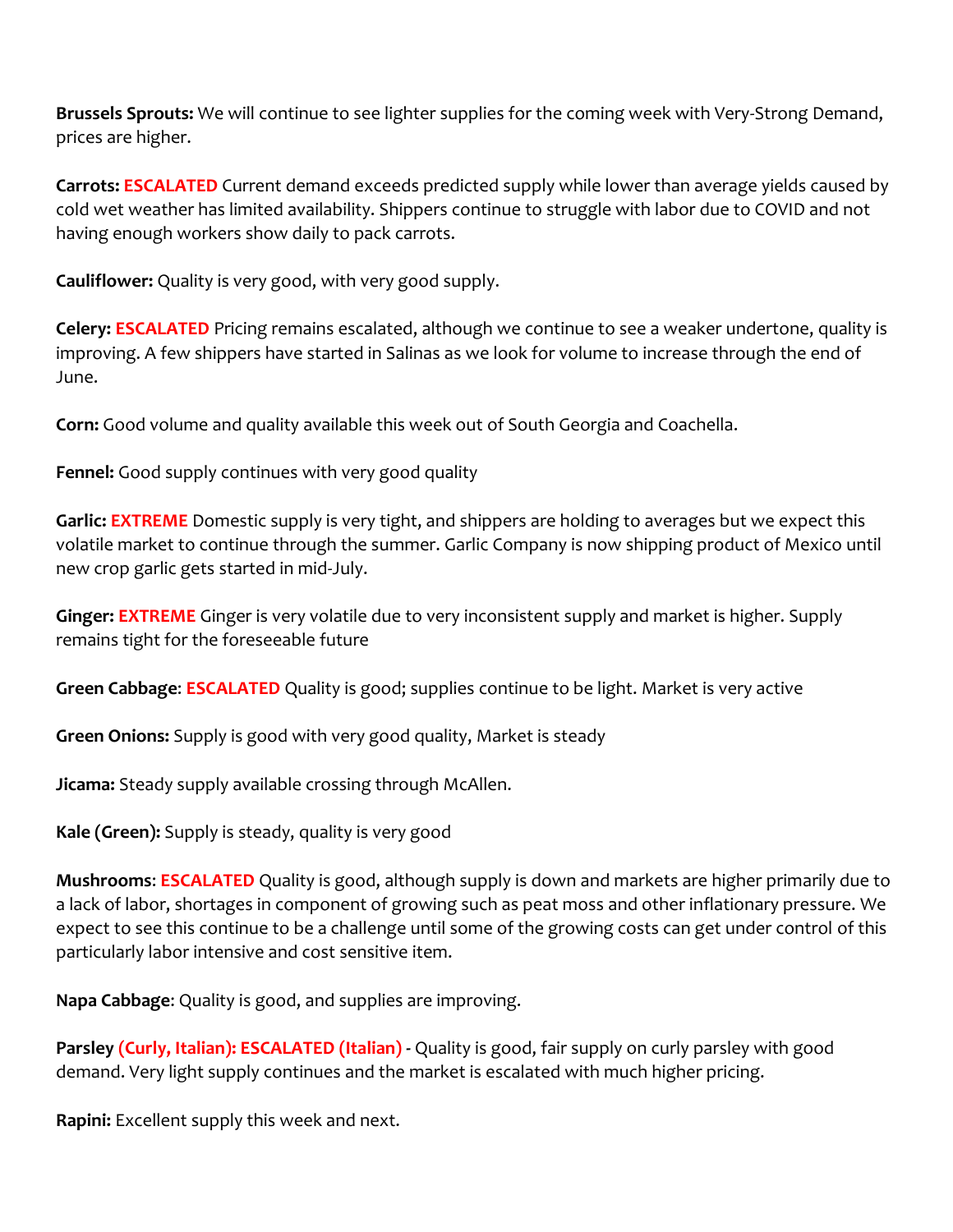**Brussels Sprouts:** We will continue to see lighter supplies for the coming week with Very-Strong Demand, prices are higher.

**Carrots: ESCALATED** Current demand exceeds predicted supply while lower than average yields caused by cold wet weather has limited availability. Shippers continue to struggle with labor due to COVID and not having enough workers show daily to pack carrots.

**Cauliflower:** Quality is very good, with very good supply.

**Celery: ESCALATED** Pricing remains escalated, although we continue to see a weaker undertone, quality is improving. A few shippers have started in Salinas as we look for volume to increase through the end of June.

**Corn:** Good volume and quality available this week out of South Georgia and Coachella.

**Fennel:** Good supply continues with very good quality

**Garlic: EXTREME** Domestic supply is very tight, and shippers are holding to averages but we expect this volatile market to continue through the summer. Garlic Company is now shipping product of Mexico until new crop garlic gets started in mid-July.

**Ginger: EXTREME** Ginger is very volatile due to very inconsistent supply and market is higher. Supply remains tight for the foreseeable future

**Green Cabbage**: **ESCALATED** Quality is good; supplies continue to be light. Market is very active

**Green Onions:** Supply is good with very good quality, Market is steady

**Jicama:** Steady supply available crossing through McAllen.

**Kale (Green):** Supply is steady, quality is very good

**Mushrooms**: **ESCALATED** Quality is good, although supply is down and markets are higher primarily due to a lack of labor, shortages in component of growing such as peat moss and other inflationary pressure. We expect to see this continue to be a challenge until some of the growing costs can get under control of this particularly labor intensive and cost sensitive item.

**Napa Cabbage**: Quality is good, and supplies are improving.

**Parsley (Curly, Italian): ESCALATED (Italian)** - Quality is good, fair supply on curly parsley with good demand. Very light supply continues and the market is escalated with much higher pricing.

**Rapini:** Excellent supply this week and next.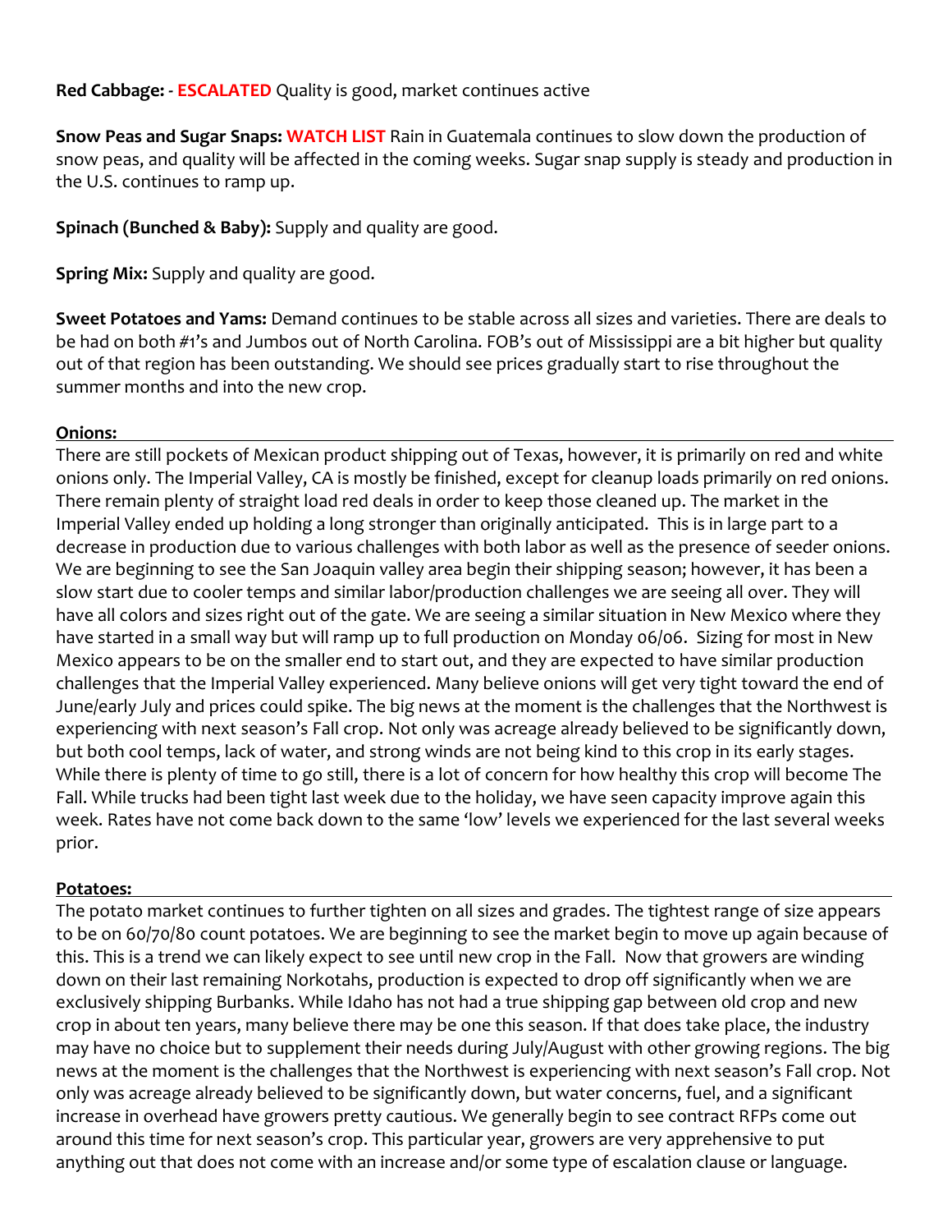**Red Cabbage: - ESCALATED** Quality is good, market continues active

**Snow Peas and Sugar Snaps: WATCH LIST** Rain in Guatemala continues to slow down the production of snow peas, and quality will be affected in the coming weeks. Sugar snap supply is steady and production in the U.S. continues to ramp up.

**Spinach (Bunched & Baby):** Supply and quality are good.

**Spring Mix:** Supply and quality are good.

**Sweet Potatoes and Yams:** Demand continues to be stable across all sizes and varieties. There are deals to be had on both #1's and Jumbos out of North Carolina. FOB's out of Mississippi are a bit higher but quality out of that region has been outstanding. We should see prices gradually start to rise throughout the summer months and into the new crop.

## Onions:

There are still pockets of Mexican product shipping out of Texas, however, it is primarily on red and white onions only. The Imperial Valley, CA is mostly be finished, except for cleanup loads primarily on red onions. There remain plenty of straight load red deals in order to keep those cleaned up. The market in the Imperial Valley ended up holding a long stronger than originally anticipated. This is in large part to a decrease in production due to various challenges with both labor as well as the presence of seeder onions. We are beginning to see the San Joaquin valley area begin their shipping season; however, it has been a slow start due to cooler temps and similar labor/production challenges we are seeing all over. They will have all colors and sizes right out of the gate. We are seeing a similar situation in New Mexico where they have started in a small way but will ramp up to full production on Monday 06/06. Sizing for most in New Mexico appears to be on the smaller end to start out, and they are expected to have similar production challenges that the Imperial Valley experienced. Many believe onions will get very tight toward the end of June/early July and prices could spike. The big news at the moment is the challenges that the Northwest is experiencing with next season's Fall crop. Not only was acreage already believed to be significantly down, but both cool temps, lack of water, and strong winds are not being kind to this crop in its early stages. While there is plenty of time to go still, there is a lot of concern for how healthy this crop will become The Fall. While trucks had been tight last week due to the holiday, we have seen capacity improve again this week. Rates have not come back down to the same 'low' levels we experienced for the last several weeks prior.

## Potatoes:

The potato market continues to further tighten on all sizes and grades. The tightest range of size appears to be on 60/70/80 count potatoes. We are beginning to see the market begin to move up again because of this. This is a trend we can likely expect to see until new crop in the Fall. Now that growers are winding down on their last remaining Norkotahs, production is expected to drop off significantly when we are exclusively shipping Burbanks. While Idaho has not had a true shipping gap between old crop and new crop in about ten years, many believe there may be one this season. If that does take place, the industry may have no choice but to supplement their needs during July/August with other growing regions. The big news at the moment is the challenges that the Northwest is experiencing with next season's Fall crop. Not only was acreage already believed to be significantly down, but water concerns, fuel, and a significant increase in overhead have growers pretty cautious. We generally begin to see contract RFPs come out around this time for next season's crop. This particular year, growers are very apprehensive to put anything out that does not come with an increase and/or some type of escalation clause or language.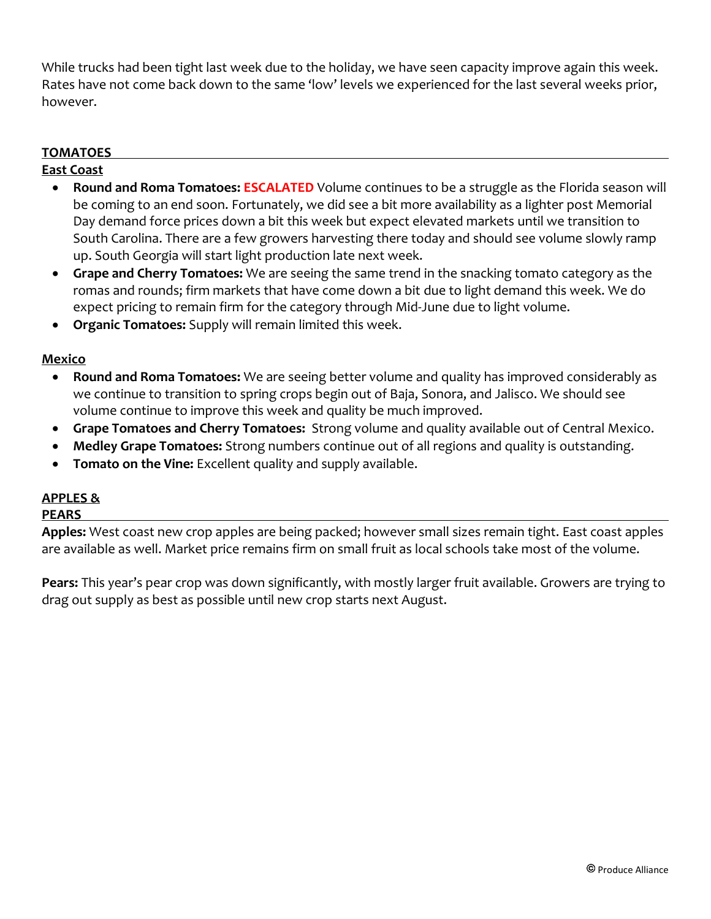While trucks had been tight last week due to the holiday, we have seen capacity improve again this week. Rates have not come back down to the same 'low' levels we experienced for the last several weeks prior, however.

## TOMATOES

### East Coast

- **Round and Roma Tomatoes:** **ESCALATED** Volume continues to be a struggle as the Florida season will be coming to an end soon. Fortunately, we did see a bit more availability as a lighter post Memorial Day demand force prices down a bit this week but expect elevated markets until we transition to South Carolina. There are a few growers harvesting there today and should see volume slowly ramp up. South Georgia will start light production late next week.
- **Grape and Cherry Tomatoes:** We are seeing the same trend in the snacking tomato category as the romas and rounds; firm markets that have come down a bit due to light demand this week. We do expect pricing to remain firm for the category through Mid-June due to light volume.
- **Organic Tomatoes:** Supply will remain limited this week.

### Mexico

- **Round and Roma Tomatoes:** We are seeing better volume and quality has improved considerably as we continue to transition to spring crops begin out of Baja, Sonora, and Jalisco. We should see volume continue to improve this week and quality be much improved.
- **Grape Tomatoes and Cherry Tomatoes:** Strong volume and quality available out of Central Mexico.
- **Medley Grape Tomatoes:** Strong numbers continue out of all regions and quality is outstanding.
- **Tomato on the Vine:** Excellent quality and supply available.

## APPLES & PEARS

**Apples:** West coast new crop apples are being packed; however small sizes remain tight. East coast apples are available as well. Market price remains firm on small fruit as local schools take most of the volume.

**Pears:** This year's pear crop was down significantly, with mostly larger fruit available. Growers are trying to drag out supply as best as possible until new crop starts next August.